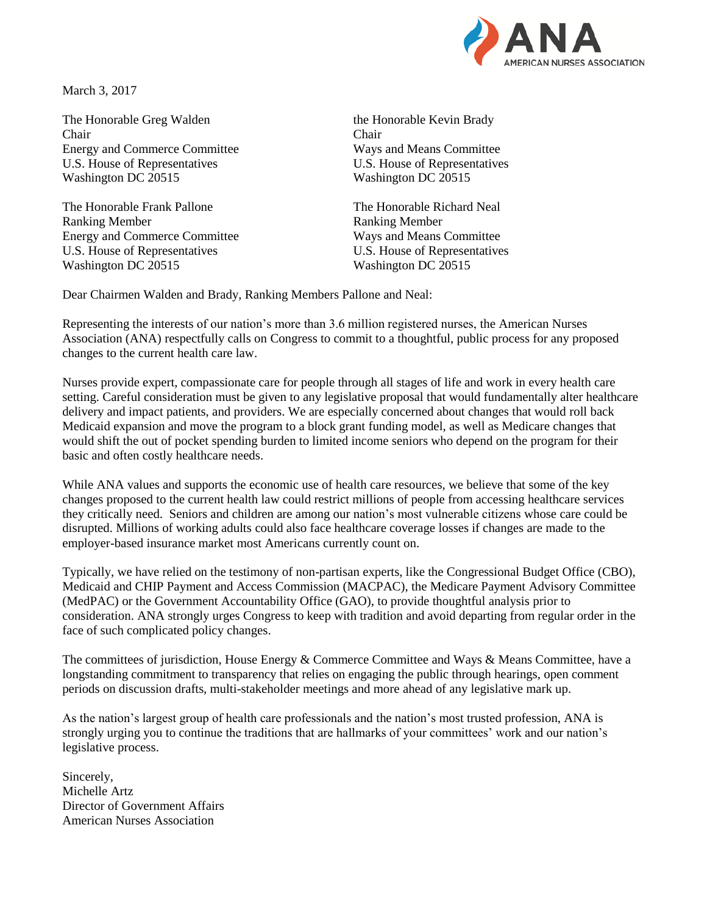March 3, 2017

The Honorable Greg Walden
Chair
Energy and Commerce Committee
U.S. House of Representatives
Washington DC 20515

the Honorable Kevin Brady
Chair
Ways and Means Committee
U.S. House of Representatives
Washington DC 20515

The Honorable Frank Pallone
Ranking Member
Energy and Commerce Committee
U.S. House of Representatives
Washington DC 20515

The Honorable Richard Neal
Ranking Member
Ways and Means Committee
U.S. House of Representatives
Washington DC 20515

Dear Chairmen Walden and Brady, Ranking Members Pallone and Neal:

Representing the interests of our nation's more than 3.6 million registered nurses, the American Nurses Association (ANA) respectfully calls on Congress to commit to a thoughtful, public process for any proposed changes to the current health care law.

Nurses provide expert, compassionate care for people through all stages of life and work in every health care setting. Careful consideration must be given to any legislative proposal that would fundamentally alter healthcare delivery and impact patients, and providers. We are especially concerned about changes that would roll back Medicaid expansion and move the program to a block grant funding model, as well as Medicare changes that would shift the out of pocket spending burden to limited income seniors who depend on the program for their basic and often costly healthcare needs.

While ANA values and supports the economic use of health care resources, we believe that some of the key changes proposed to the current health law could restrict millions of people from accessing healthcare services they critically need. Seniors and children are among our nation's most vulnerable citizens whose care could be disrupted. Millions of working adults could also face healthcare coverage losses if changes are made to the employer-based insurance market most Americans currently count on.

Typically, we have relied on the testimony of non-partisan experts, like the Congressional Budget Office (CBO), Medicaid and CHIP Payment and Access Commission (MACPAC), the Medicare Payment Advisory Committee (MedPAC) or the Government Accountability Office (GAO), to provide thoughtful analysis prior to consideration. ANA strongly urges Congress to keep with tradition and avoid departing from regular order in the face of such complicated policy changes.

The committees of jurisdiction, House Energy & Commerce Committee and Ways & Means Committee, have a longstanding commitment to transparency that relies on engaging the public through hearings, open comment periods on discussion drafts, multi-stakeholder meetings and more ahead of any legislative mark up.

As the nation's largest group of health care professionals and the nation's most trusted profession, ANA is strongly urging you to continue the traditions that are hallmarks of your committees' work and our nation's legislative process.

Sincerely,
Michelle Artz
Director of Government Affairs
American Nurses Association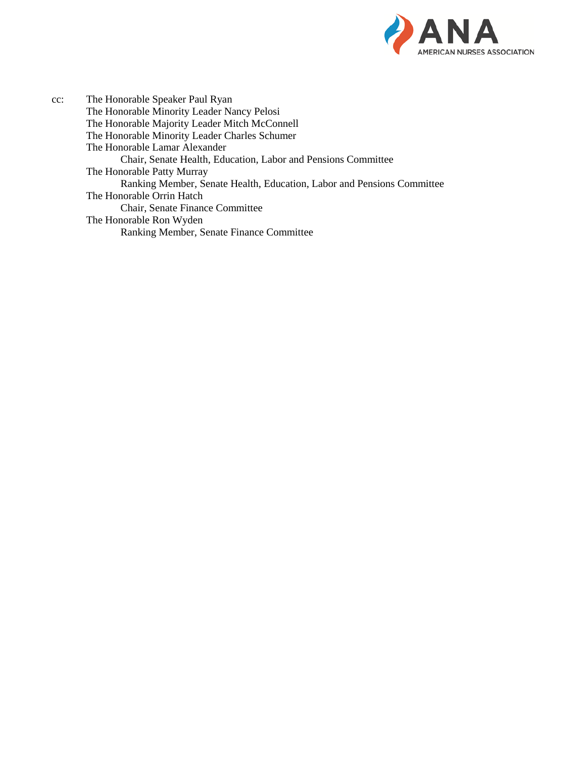cc: The Honorable Speaker Paul Ryan
The Honorable Minority Leader Nancy Pelosi
The Honorable Majority Leader Mitch McConnell
The Honorable Minority Leader Charles Schumer
The Honorable Lamar Alexander
Chair, Senate Health, Education, Labor and Pensions Committee
The Honorable Patty Murray
Ranking Member, Senate Health, Education, Labor and Pensions Committee
The Honorable Orrin Hatch
Chair, Senate Finance Committee
The Honorable Ron Wyden
Ranking Member, Senate Finance Committee